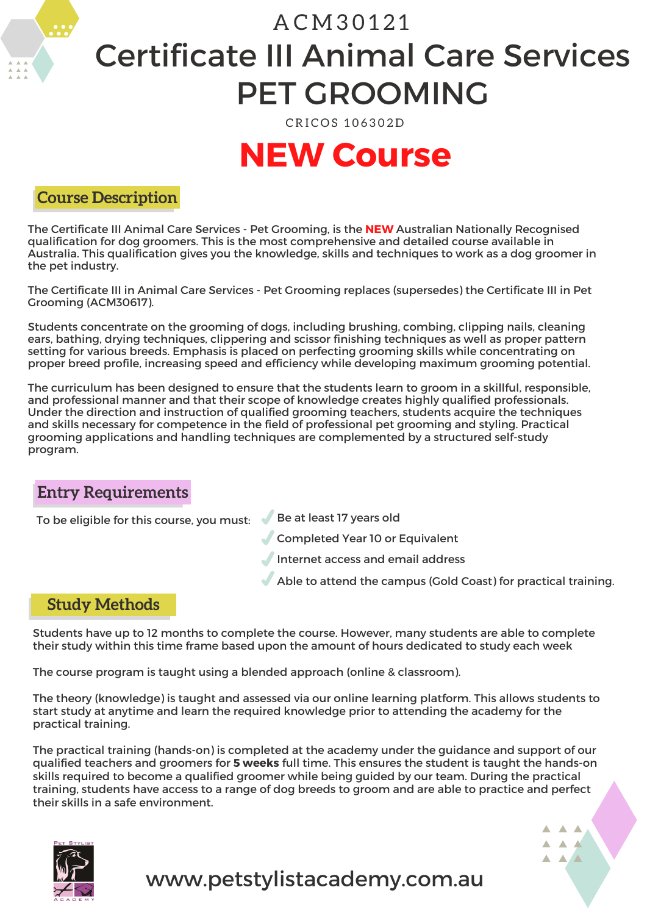ACM30121

# Certificate III Animal Care Services PET GROOMING

CRICOS 106302D

## NEW Course

## Course Description

The Certificate III Animal Care Services - Pet Grooming, is the **NEW** Australian Nationally Recognised qualification for dog groomers. This is the most comprehensive and detailed course available in Australia. This qualification gives you the knowledge, skills and techniques to work as a dog groomer in the pet industry.

The Certificate III in Animal Care Services - Pet Grooming replaces (supersedes) the Certificate III in Pet Grooming (ACM30617).

Students concentrate on the grooming of dogs, including brushing, combing, clipping nails, cleaning ears, bathing, drying techniques, clippering and scissor finishing techniques as well as proper pattern setting for various breeds. Emphasis is placed on perfecting grooming skills while concentrating on proper breed profile, increasing speed and efficiency while developing maximum grooming potential.

The curriculum has been designed to ensure that the students learn to groom in a skillful, responsible, and professional manner and that their scope of knowledge creates highly qualified professionals. Under the direction and instruction of qualified grooming teachers, students acquire the techniques and skills necessary for competence in the field of professional pet grooming and styling. Practical grooming applications and handling techniques are complemented by a structured self-study program.

## Entry Requirements

To be eligible for this course, you must:

- Be at least 17 years old
- Completed Year 10 or Equivalent
- Internet access and email address
- Able to attend the campus (Gold Coast) for practical training.

## Study Methods

Students have up to 12 months to complete the course. However, many students are able to complete their study within this time frame based upon the amount of hours dedicated to study each week

The course program is taught using a blended approach (online & classroom).

The theory (knowledge) is taught and assessed via our online learning platform. This allows students to start study at anytime and learn the required knowledge prior to attending the academy for the practical training.

The practical training (hands-on) is completed at the academy under the guidance and support of our qualified teachers and groomers for **5 weeks** full time. This ensures the student is taught the hands-on skills required to become a qualified groomer while being guided by our team. During the practical training, students have access to a range of dog breeds to groom and are able to practice and perfect their skills in a safe environment.

Pet Stylist Academy

www.petstylistacademy.com.au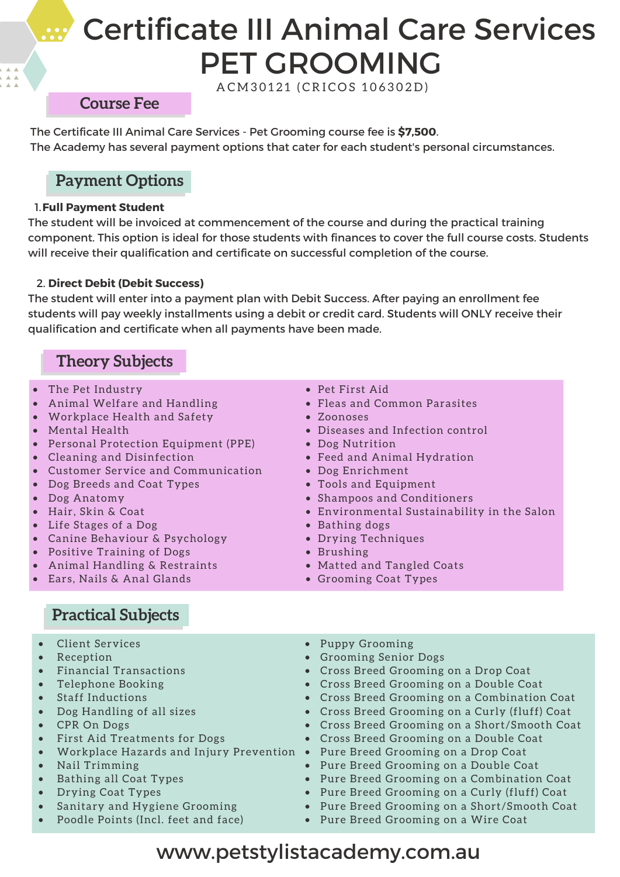# Certificate III Animal Care Services PET GROOMING

ACM30121 (CRICOS 106302D)

## Course Fee

The Certificate III Animal Care Services - Pet Grooming course fee is **$7,500**.
The Academy has several payment options that cater for each student's personal circumstances.

## Payment Options

1. **Full Payment Student**

The student will be invoiced at commencement of the course and during the practical training component. This option is ideal for those students with finances to cover the full course costs. Students will receive their qualification and certificate on successful completion of the course.

2. **Direct Debit (Debit Success)**

The student will enter into a payment plan with Debit Success. After paying an enrollment fee students will pay weekly installments using a debit or credit card. Students will ONLY receive their qualification and certificate when all payments have been made.

## Theory Subjects

- The Pet Industry
- Animal Welfare and Handling
- Workplace Health and Safety
- Mental Health
- Personal Protection Equipment (PPE)
- Cleaning and Disinfection
- Customer Service and Communication
- Dog Breeds and Coat Types
- Dog Anatomy
- Hair, Skin & Coat
- Life Stages of a Dog
- Canine Behaviour & Psychology
- Positive Training of Dogs
- Animal Handling & Restraints
- Ears, Nails & Anal Glands
- Pet First Aid
- Fleas and Common Parasites
- Zoonoses
- Diseases and Infection control
- Dog Nutrition
- Feed and Animal Hydration
- Dog Enrichment
- Tools and Equipment
- Shampoos and Conditioners
- Environmental Sustainability in the Salon
- Bathing dogs
- Drying Techniques
- Brushing
- Matted and Tangled Coats
- Grooming Coat Types

## Practical Subjects

- Client Services
- Reception
- Financial Transactions
- Telephone Booking
- Staff Inductions
- Dog Handling of all sizes
- CPR On Dogs
- First Aid Treatments for Dogs
- Workplace Hazards and Injury Prevention
- Nail Trimming
- Bathing all Coat Types
- Drying Coat Types
- Sanitary and Hygiene Grooming
- Poodle Points (Incl. feet and face)
- Puppy Grooming
- Grooming Senior Dogs
- Cross Breed Grooming on a Drop Coat
- Cross Breed Grooming on a Double Coat
- Cross Breed Grooming on a Combination Coat
- Cross Breed Grooming on a Curly (fluff) Coat
- Cross Breed Grooming on a Short/Smooth Coat
- Cross Breed Grooming on a Double Coat
- Pure Breed Grooming on a Drop Coat
- Pure Breed Grooming on a Double Coat
- Pure Breed Grooming on a Combination Coat
- Pure Breed Grooming on a Curly (fluff) Coat
- Pure Breed Grooming on a Short/Smooth Coat
- Pure Breed Grooming on a Wire Coat

www.petstylistacademy.com.au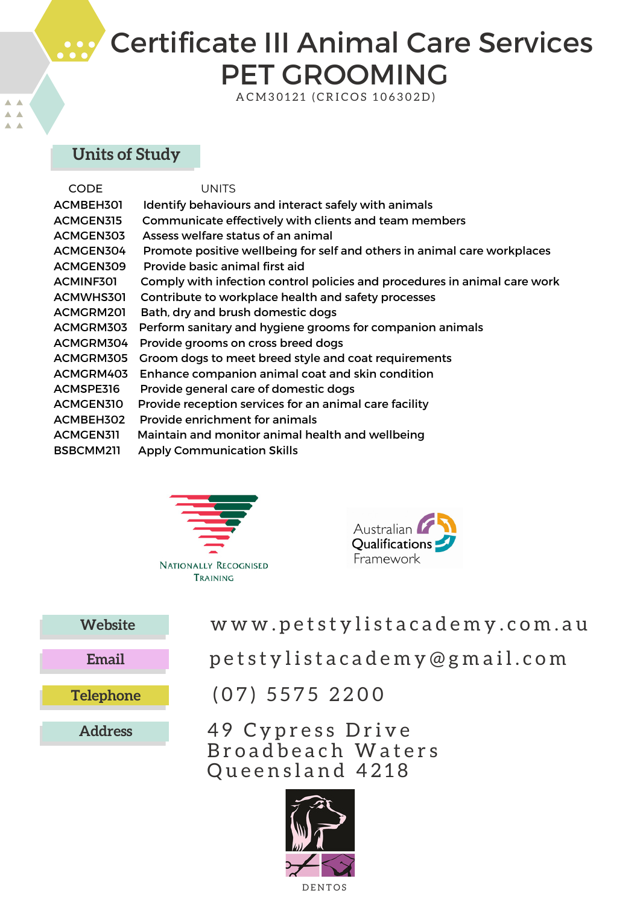# Certificate III Animal Care Services
# PET GROOMING

ACM30121 (CRICOS 106302D)

## Units of Study

| CODE | UNITS |
| --- | --- |
| ACMBEH301 | Identify behaviours and interact safely with animals |
| ACMGEN315 | Communicate effectively with clients and team members |
| ACMGEN303 | Assess welfare status of an animal |
| ACMGEN304 | Promote positive wellbeing for self and others in animal care workplaces |
| ACMGEN309 | Provide basic animal first aid |
| ACMINF301 | Comply with infection control policies and procedures in animal care work |
| ACMWHS301 | Contribute to workplace health and safety processes |
| ACMGRM201 | Bath, dry and brush domestic dogs |
| ACMGRM303 | Perform sanitary and hygiene grooms for companion animals |
| ACMGRM304 | Provide grooms on cross breed dogs |
| ACMGRM305 | Groom dogs to meet breed style and coat requirements |
| ACMGRM403 | Enhance companion animal coat and skin condition |
| ACMSPE316 | Provide general care of domestic dogs |
| ACMGEN310 | Provide reception services for an animal care facility |
| ACMBEH302 | Provide enrichment for animals |
| ACMGEN311 | Maintain and monitor animal health and wellbeing |
| BSBCMM211 | Apply Communication Skills |

NATIONALLY RECOGNISED TRAINING

Australian Qualifications Framework

**Website** www.petstylistacademy.com.au

**Email** petstylistacademy@gmail.com

**Telephone** (07) 5575 2200

**Address** 49 Cypress Drive
Broadbeach Waters
Queensland 4218

DENTOS